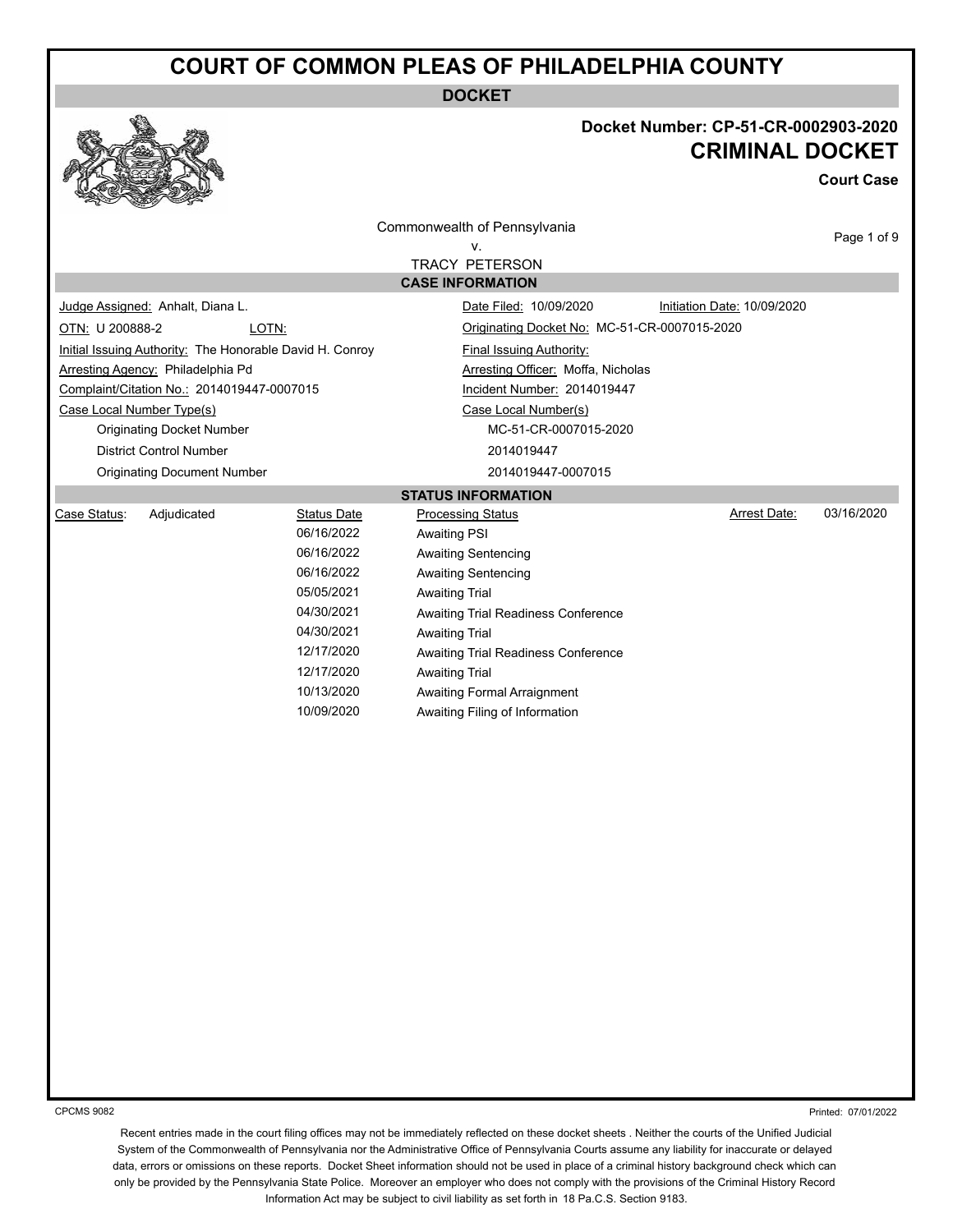# COURT OF COMMON PLEAS OF PHILADELPHIA COUNTY

## DOCKET

**Docket Number: CP-51-CR-0002903-2020**

## CRIMINAL DOCKET

**Court Case**

Commonwealth of Pennsylvania
v.
TRACY PETERSON

### CASE INFORMATION

Judge Assigned: Anhalt, Diana L.
Date Filed: 10/09/2020
Initiation Date: 10/09/2020

OTN: U 200888-2
LOTN:
Originating Docket No: MC-51-CR-0007015-2020

Initial Issuing Authority: The Honorable David H. Conroy
Final Issuing Authority:

Arresting Agency: Philadelphia Pd
Arresting Officer: Moffa, Nicholas

Complaint/Citation No.: 2014019447-0007015
Incident Number: 2014019447

| Case Local Number Type(s) | Case Local Number(s) |
|---|---|
| Originating Docket Number | MC-51-CR-0007015-2020 |
| District Control Number | 2014019447 |
| Originating Document Number | 2014019447-0007015 |

### STATUS INFORMATION

Case Status: Adjudicated

Arrest Date: 03/16/2020

| Status Date | Processing Status |
|---|---|
| 06/16/2022 | Awaiting PSI |
| 06/16/2022 | Awaiting Sentencing |
| 06/16/2022 | Awaiting Sentencing |
| 05/05/2021 | Awaiting Trial |
| 04/30/2021 | Awaiting Trial Readiness Conference |
| 04/30/2021 | Awaiting Trial |
| 12/17/2020 | Awaiting Trial Readiness Conference |
| 12/17/2020 | Awaiting Trial |
| 10/13/2020 | Awaiting Formal Arraignment |
| 10/09/2020 | Awaiting Filing of Information |

CPCMS 9082

Printed: 07/01/2022

Recent entries made in the court filing offices may not be immediately reflected on these docket sheets . Neither the courts of the Unified Judicial System of the Commonwealth of Pennsylvania nor the Administrative Office of Pennsylvania Courts assume any liability for inaccurate or delayed data, errors or omissions on these reports. Docket Sheet information should not be used in place of a criminal history background check which can only be provided by the Pennsylvania State Police. Moreover an employer who does not comply with the provisions of the Criminal History Record Information Act may be subject to civil liability as set forth in 18 Pa.C.S. Section 9183.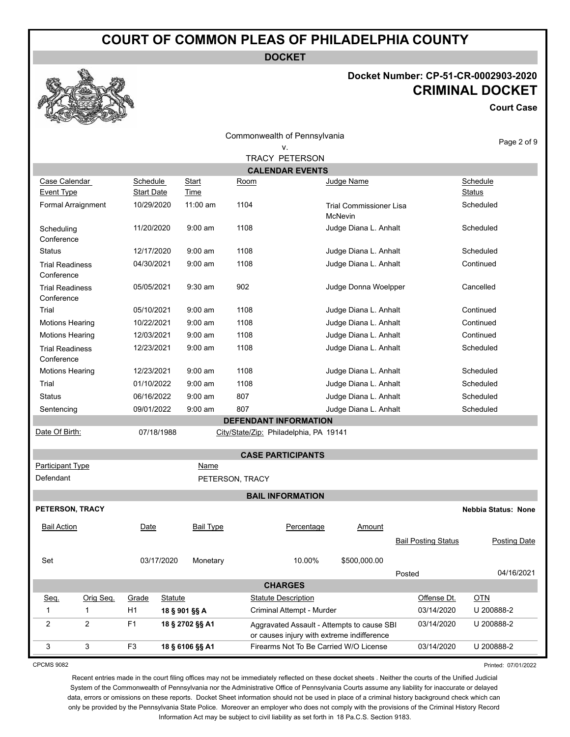# COURT OF COMMON PLEAS OF PHILADELPHIA COUNTY

**DOCKET**

**Docket Number: CP-51-CR-0002903-2020**

**CRIMINAL DOCKET**

**Court Case**

Commonwealth of Pennsylvania
v.
TRACY PETERSON

## CALENDAR EVENTS

| Case Calendar Event Type | Schedule Start Date | Start Time | Room | Judge Name | Schedule Status |
|---|---|---|---|---|---|
| Formal Arraignment | 10/29/2020 | 11:00 am | 1104 | Trial Commissioner Lisa McNevin | Scheduled |
| Scheduling Conference | 11/20/2020 | 9:00 am | 1108 | Judge Diana L. Anhalt | Scheduled |
| Status | 12/17/2020 | 9:00 am | 1108 | Judge Diana L. Anhalt | Scheduled |
| Trial Readiness Conference | 04/30/2021 | 9:00 am | 1108 | Judge Diana L. Anhalt | Continued |
| Trial Readiness Conference | 05/05/2021 | 9:30 am | 902 | Judge Donna Woelpper | Cancelled |
| Trial | 05/10/2021 | 9:00 am | 1108 | Judge Diana L. Anhalt | Continued |
| Motions Hearing | 10/22/2021 | 9:00 am | 1108 | Judge Diana L. Anhalt | Continued |
| Motions Hearing | 12/03/2021 | 9:00 am | 1108 | Judge Diana L. Anhalt | Continued |
| Trial Readiness Conference | 12/23/2021 | 9:00 am | 1108 | Judge Diana L. Anhalt | Scheduled |
| Motions Hearing | 12/23/2021 | 9:00 am | 1108 | Judge Diana L. Anhalt | Scheduled |
| Trial | 01/10/2022 | 9:00 am | 1108 | Judge Diana L. Anhalt | Scheduled |
| Status | 06/16/2022 | 9:00 am | 807 | Judge Diana L. Anhalt | Scheduled |
| Sentencing | 09/01/2022 | 9:00 am | 807 | Judge Diana L. Anhalt | Scheduled |

## DEFENDANT INFORMATION

Date Of Birth: 07/18/1988 City/State/Zip: Philadelphia, PA 19141

## CASE PARTICIPANTS

| Participant Type | Name |
|---|---|
| Defendant | PETERSON, TRACY |

## BAIL INFORMATION

**PETERSON, TRACY** **Nebbia Status: None**

| Bail Action | Date | Bail Type | Percentage | Amount | Bail Posting Status | Posting Date |
|---|---|---|---|---|---|---|
| Set | 03/17/2020 | Monetary | 10.00% | $500,000.00 | Posted | 04/16/2021 |

## CHARGES

| Seq. | Orig Seq. | Grade | Statute | Statute Description | Offense Dt. | OTN |
|---|---|---|---|---|---|---|
| 1 | 1 | H1 | **18 § 901 §§ A** | Criminal Attempt - Murder | 03/14/2020 | U 200888-2 |
| 2 | 2 | F1 | **18 § 2702 §§ A1** | Aggravated Assault - Attempts to cause SBI or causes injury with extreme indifference | 03/14/2020 | U 200888-2 |
| 3 | 3 | F3 | **18 § 6106 §§ A1** | Firearms Not To Be Carried W/O License | 03/14/2020 | U 200888-2 |

CPCMS 9082 Printed: 07/01/2022

Recent entries made in the court filing offices may not be immediately reflected on these docket sheets . Neither the courts of the Unified Judicial System of the Commonwealth of Pennsylvania nor the Administrative Office of Pennsylvania Courts assume any liability for inaccurate or delayed data, errors or omissions on these reports. Docket Sheet information should not be used in place of a criminal history background check which can only be provided by the Pennsylvania State Police. Moreover an employer who does not comply with the provisions of the Criminal History Record Information Act may be subject to civil liability as set forth in 18 Pa.C.S. Section 9183.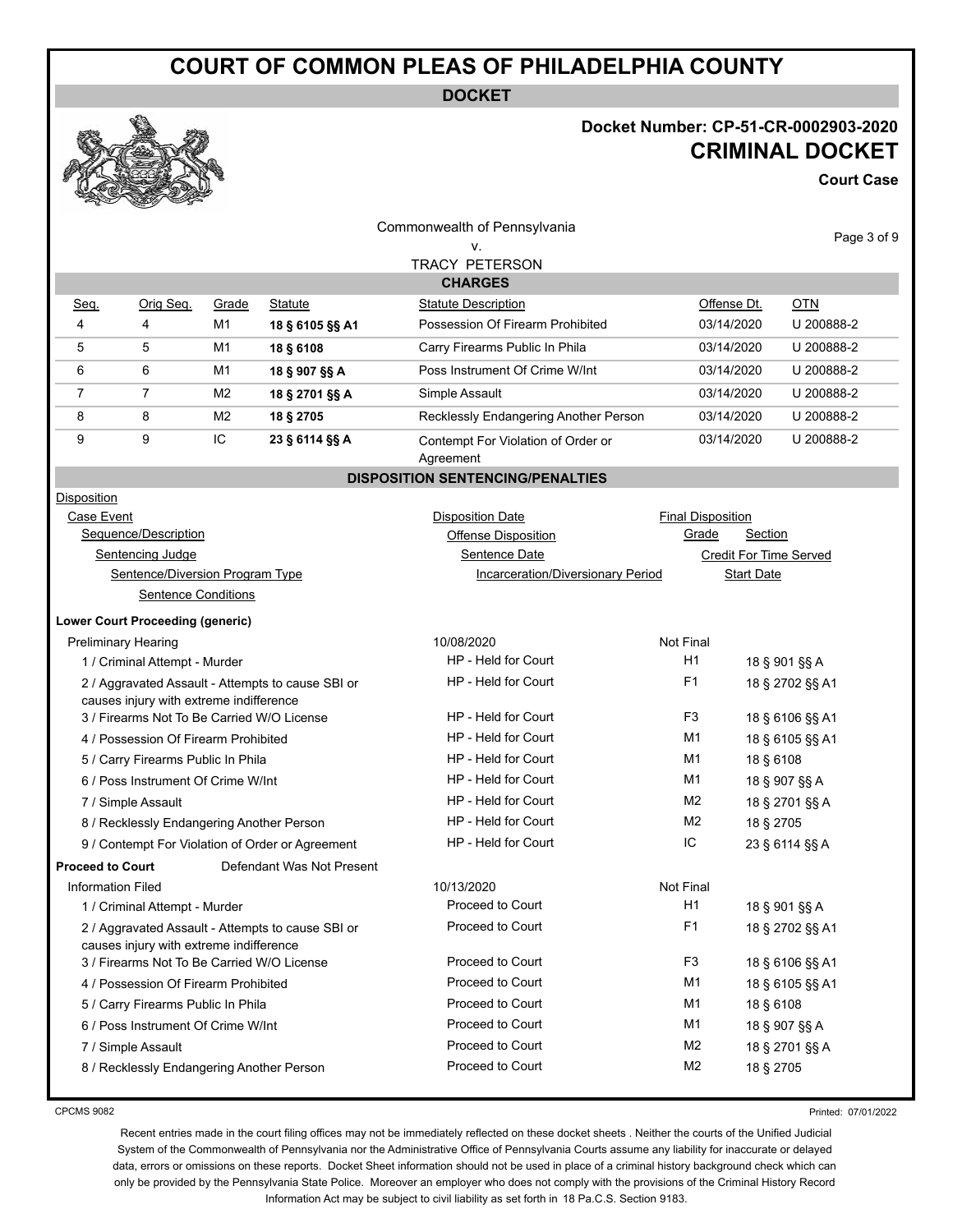# COURT OF COMMON PLEAS OF PHILADELPHIA COUNTY

**DOCKET**

**Docket Number: CP-51-CR-0002903-2020**

**CRIMINAL DOCKET**

**Court Case**

Commonwealth of Pennsylvania
v.
TRACY PETERSON

## CHARGES

| Seq. | Orig Seq. | Grade | Statute | Statute Description | Offense Dt. | OTN |
|---|---|---|---|---|---|---|
| 4 | 4 | M1 | **18 § 6105 §§ A1** | Possession Of Firearm Prohibited | 03/14/2020 | U 200888-2 |
| 5 | 5 | M1 | **18 § 6108** | Carry Firearms Public In Phila | 03/14/2020 | U 200888-2 |
| 6 | 6 | M1 | **18 § 907 §§ A** | Poss Instrument Of Crime W/Int | 03/14/2020 | U 200888-2 |
| 7 | 7 | M2 | **18 § 2701 §§ A** | Simple Assault | 03/14/2020 | U 200888-2 |
| 8 | 8 | M2 | **18 § 2705** | Recklessly Endangering Another Person | 03/14/2020 | U 200888-2 |
| 9 | 9 | IC | **23 § 6114 §§ A** | Contempt For Violation of Order or Agreement | 03/14/2020 | U 200888-2 |

## DISPOSITION SENTENCING/PENALTIES

Disposition
- Case Event — Disposition Date — Final Disposition
  - Sequence/Description — Offense Disposition — Grade — Section
    - Sentencing Judge — Sentence Date — Credit For Time Served
      - Sentence/Diversion Program Type — Incarceration/Diversionary Period — Start Date
        - Sentence Conditions

**Lower Court Proceeding (generic)**

| Case Event / Sequence/Description | Disposition Date / Offense Disposition | Final Disposition / Grade | Section |
|---|---|---|---|
| Preliminary Hearing | 10/08/2020 | Not Final | |
| 1 / Criminal Attempt - Murder | HP - Held for Court | H1 | 18 § 901 §§ A |
| 2 / Aggravated Assault - Attempts to cause SBI or causes injury with extreme indifference | HP - Held for Court | F1 | 18 § 2702 §§ A1 |
| 3 / Firearms Not To Be Carried W/O License | HP - Held for Court | F3 | 18 § 6106 §§ A1 |
| 4 / Possession Of Firearm Prohibited | HP - Held for Court | M1 | 18 § 6105 §§ A1 |
| 5 / Carry Firearms Public In Phila | HP - Held for Court | M1 | 18 § 6108 |
| 6 / Poss Instrument Of Crime W/Int | HP - Held for Court | M1 | 18 § 907 §§ A |
| 7 / Simple Assault | HP - Held for Court | M2 | 18 § 2701 §§ A |
| 8 / Recklessly Endangering Another Person | HP - Held for Court | M2 | 18 § 2705 |
| 9 / Contempt For Violation of Order or Agreement | HP - Held for Court | IC | 23 § 6114 §§ A |

**Proceed to Court** Defendant Was Not Present

| Case Event / Sequence/Description | Disposition Date / Offense Disposition | Final Disposition / Grade | Section |
|---|---|---|---|
| Information Filed | 10/13/2020 | Not Final | |
| 1 / Criminal Attempt - Murder | Proceed to Court | H1 | 18 § 901 §§ A |
| 2 / Aggravated Assault - Attempts to cause SBI or causes injury with extreme indifference | Proceed to Court | F1 | 18 § 2702 §§ A1 |
| 3 / Firearms Not To Be Carried W/O License | Proceed to Court | F3 | 18 § 6106 §§ A1 |
| 4 / Possession Of Firearm Prohibited | Proceed to Court | M1 | 18 § 6105 §§ A1 |
| 5 / Carry Firearms Public In Phila | Proceed to Court | M1 | 18 § 6108 |
| 6 / Poss Instrument Of Crime W/Int | Proceed to Court | M1 | 18 § 907 §§ A |
| 7 / Simple Assault | Proceed to Court | M2 | 18 § 2701 §§ A |
| 8 / Recklessly Endangering Another Person | Proceed to Court | M2 | 18 § 2705 |

CPCMS 9082 Printed: 07/01/2022

Recent entries made in the court filing offices may not be immediately reflected on these docket sheets . Neither the courts of the Unified Judicial System of the Commonwealth of Pennsylvania nor the Administrative Office of Pennsylvania Courts assume any liability for inaccurate or delayed data, errors or omissions on these reports. Docket Sheet information should not be used in place of a criminal history background check which can only be provided by the Pennsylvania State Police. Moreover an employer who does not comply with the provisions of the Criminal History Record Information Act may be subject to civil liability as set forth in 18 Pa.C.S. Section 9183.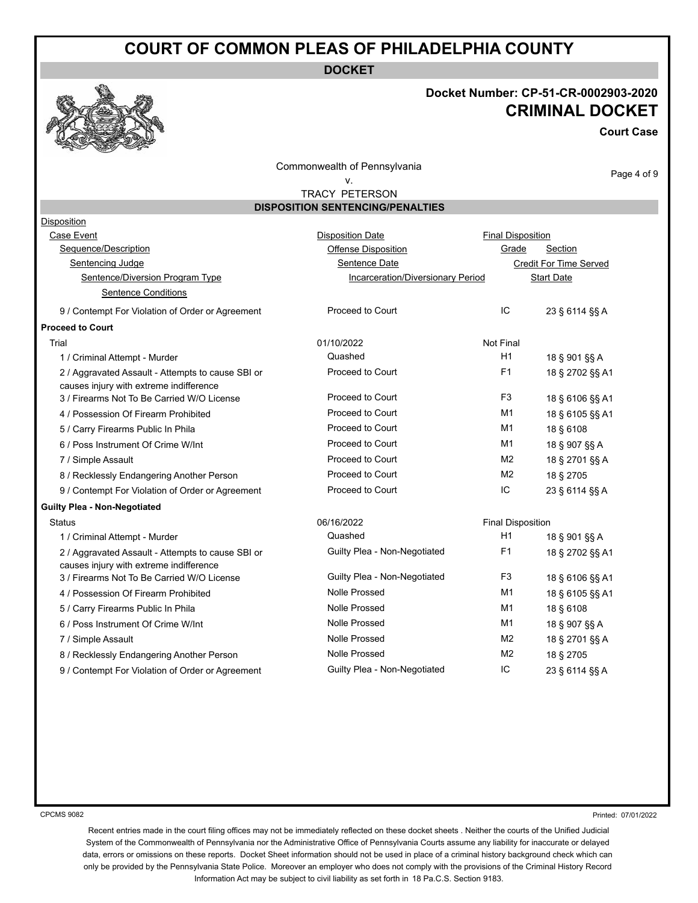# COURT OF COMMON PLEAS OF PHILADELPHIA COUNTY

**DOCKET**

**Docket Number: CP-51-CR-0002903-2020**

## CRIMINAL DOCKET

**Court Case**

Commonwealth of Pennsylvania
v.
TRACY PETERSON

### DISPOSITION SENTENCING/PENALTIES

| Disposition | | | |
|---|---|---|---|
| Case Event | Disposition Date | Final Disposition | |
| Sequence/Description | Offense Disposition | Grade | Section |
| Sentencing Judge | Sentence Date | Credit For Time Served | |
| Sentence/Diversion Program Type | Incarceration/Diversionary Period | Start Date | |
| Sentence Conditions | | | |
| 9 / Contempt For Violation of Order or Agreement | Proceed to Court | IC | 23 § 6114 §§ A |
| **Proceed to Court** | | | |
| Trial | 01/10/2022 | Not Final | |
| 1 / Criminal Attempt - Murder | Quashed | H1 | 18 § 901 §§ A |
| 2 / Aggravated Assault - Attempts to cause SBI or causes injury with extreme indifference | Proceed to Court | F1 | 18 § 2702 §§ A1 |
| 3 / Firearms Not To Be Carried W/O License | Proceed to Court | F3 | 18 § 6106 §§ A1 |
| 4 / Possession Of Firearm Prohibited | Proceed to Court | M1 | 18 § 6105 §§ A1 |
| 5 / Carry Firearms Public In Phila | Proceed to Court | M1 | 18 § 6108 |
| 6 / Poss Instrument Of Crime W/Int | Proceed to Court | M1 | 18 § 907 §§ A |
| 7 / Simple Assault | Proceed to Court | M2 | 18 § 2701 §§ A |
| 8 / Recklessly Endangering Another Person | Proceed to Court | M2 | 18 § 2705 |
| 9 / Contempt For Violation of Order or Agreement | Proceed to Court | IC | 23 § 6114 §§ A |
| **Guilty Plea - Non-Negotiated** | | | |
| Status | 06/16/2022 | Final Disposition | |
| 1 / Criminal Attempt - Murder | Quashed | H1 | 18 § 901 §§ A |
| 2 / Aggravated Assault - Attempts to cause SBI or causes injury with extreme indifference | Guilty Plea - Non-Negotiated | F1 | 18 § 2702 §§ A1 |
| 3 / Firearms Not To Be Carried W/O License | Guilty Plea - Non-Negotiated | F3 | 18 § 6106 §§ A1 |
| 4 / Possession Of Firearm Prohibited | Nolle Prossed | M1 | 18 § 6105 §§ A1 |
| 5 / Carry Firearms Public In Phila | Nolle Prossed | M1 | 18 § 6108 |
| 6 / Poss Instrument Of Crime W/Int | Nolle Prossed | M1 | 18 § 907 §§ A |
| 7 / Simple Assault | Nolle Prossed | M2 | 18 § 2701 §§ A |
| 8 / Recklessly Endangering Another Person | Nolle Prossed | M2 | 18 § 2705 |
| 9 / Contempt For Violation of Order or Agreement | Guilty Plea - Non-Negotiated | IC | 23 § 6114 §§ A |

CPCMS 9082

Printed: 07/01/2022

Recent entries made in the court filing offices may not be immediately reflected on these docket sheets . Neither the courts of the Unified Judicial System of the Commonwealth of Pennsylvania nor the Administrative Office of Pennsylvania Courts assume any liability for inaccurate or delayed data, errors or omissions on these reports. Docket Sheet information should not be used in place of a criminal history background check which can only be provided by the Pennsylvania State Police. Moreover an employer who does not comply with the provisions of the Criminal History Record Information Act may be subject to civil liability as set forth in 18 Pa.C.S. Section 9183.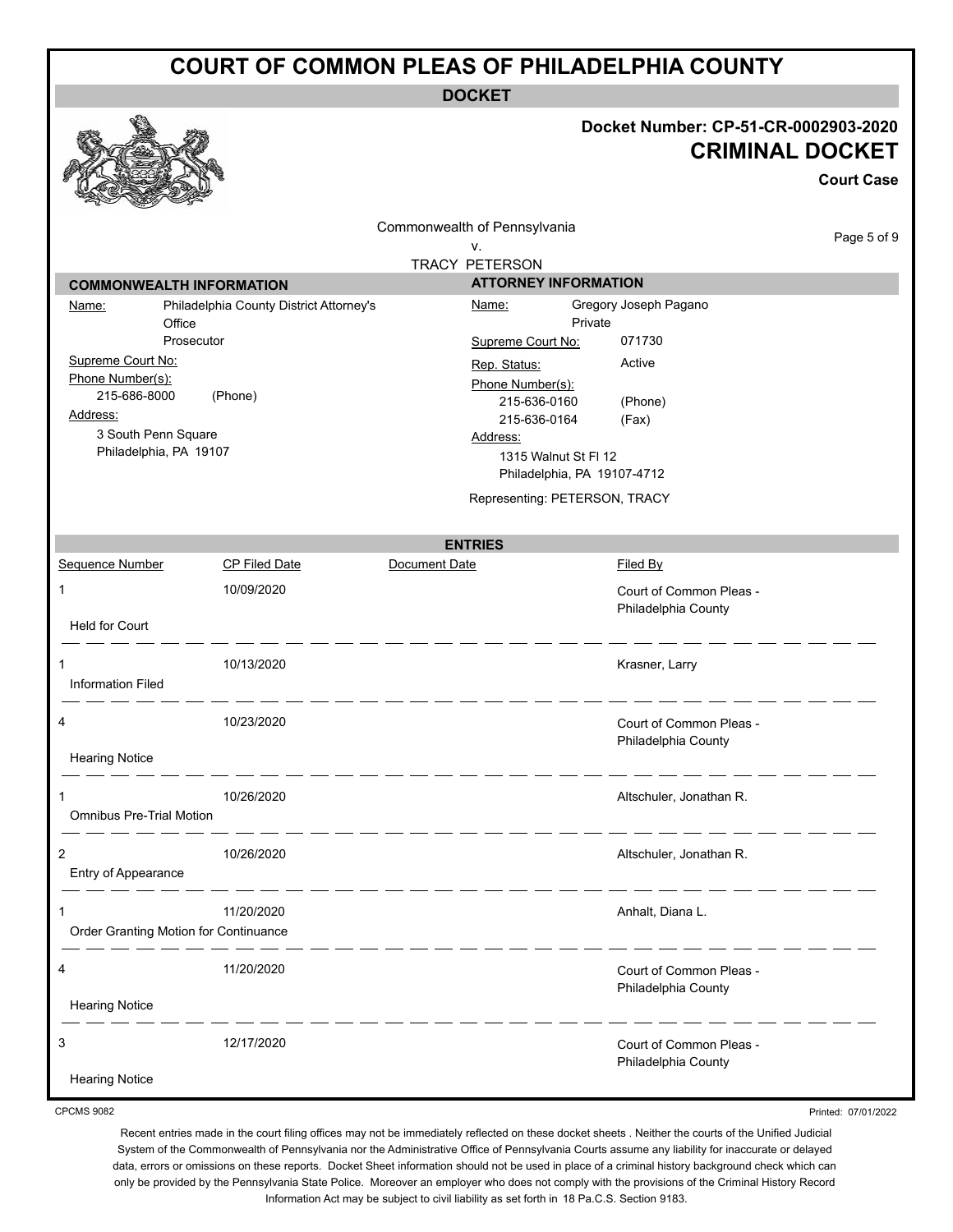# COURT OF COMMON PLEAS OF PHILADELPHIA COUNTY

## DOCKET

**Docket Number: CP-51-CR-0002903-2020**

**CRIMINAL DOCKET**

**Court Case**

Commonwealth of Pennsylvania
v.
TRACY PETERSON

### COMMONWEALTH INFORMATION

Name: Philadelphia County District Attorney's Office
Prosecutor

Supreme Court No:

Phone Number(s):
215-686-8000 (Phone)

Address:
3 South Penn Square
Philadelphia, PA 19107

### ATTORNEY INFORMATION

Name: Gregory Joseph Pagano
Private

Supreme Court No: 071730

Rep. Status: Active

Phone Number(s):
215-636-0160 (Phone)
215-636-0164 (Fax)

Address:
1315 Walnut St Fl 12
Philadelphia, PA 19107-4712

Representing: PETERSON, TRACY

### ENTRIES

| Sequence Number | CP Filed Date | Document Date | Filed By |
| --- | --- | --- | --- |
| 1 | 10/09/2020 | | Court of Common Pleas - Philadelphia County |
| Held for Court | | | |
| 1 | 10/13/2020 | | Krasner, Larry |
| Information Filed | | | |
| 4 | 10/23/2020 | | Court of Common Pleas - Philadelphia County |
| Hearing Notice | | | |
| 1 | 10/26/2020 | | Altschuler, Jonathan R. |
| Omnibus Pre-Trial Motion | | | |
| 2 | 10/26/2020 | | Altschuler, Jonathan R. |
| Entry of Appearance | | | |
| 1 | 11/20/2020 | | Anhalt, Diana L. |
| Order Granting Motion for Continuance | | | |
| 4 | 11/20/2020 | | Court of Common Pleas - Philadelphia County |
| Hearing Notice | | | |
| 3 | 12/17/2020 | | Court of Common Pleas - Philadelphia County |
| Hearing Notice | | | |

CPCMS 9082

Printed: 07/01/2022

Recent entries made in the court filing offices may not be immediately reflected on these docket sheets . Neither the courts of the Unified Judicial System of the Commonwealth of Pennsylvania nor the Administrative Office of Pennsylvania Courts assume any liability for inaccurate or delayed data, errors or omissions on these reports. Docket Sheet information should not be used in place of a criminal history background check which can only be provided by the Pennsylvania State Police. Moreover an employer who does not comply with the provisions of the Criminal History Record Information Act may be subject to civil liability as set forth in 18 Pa.C.S. Section 9183.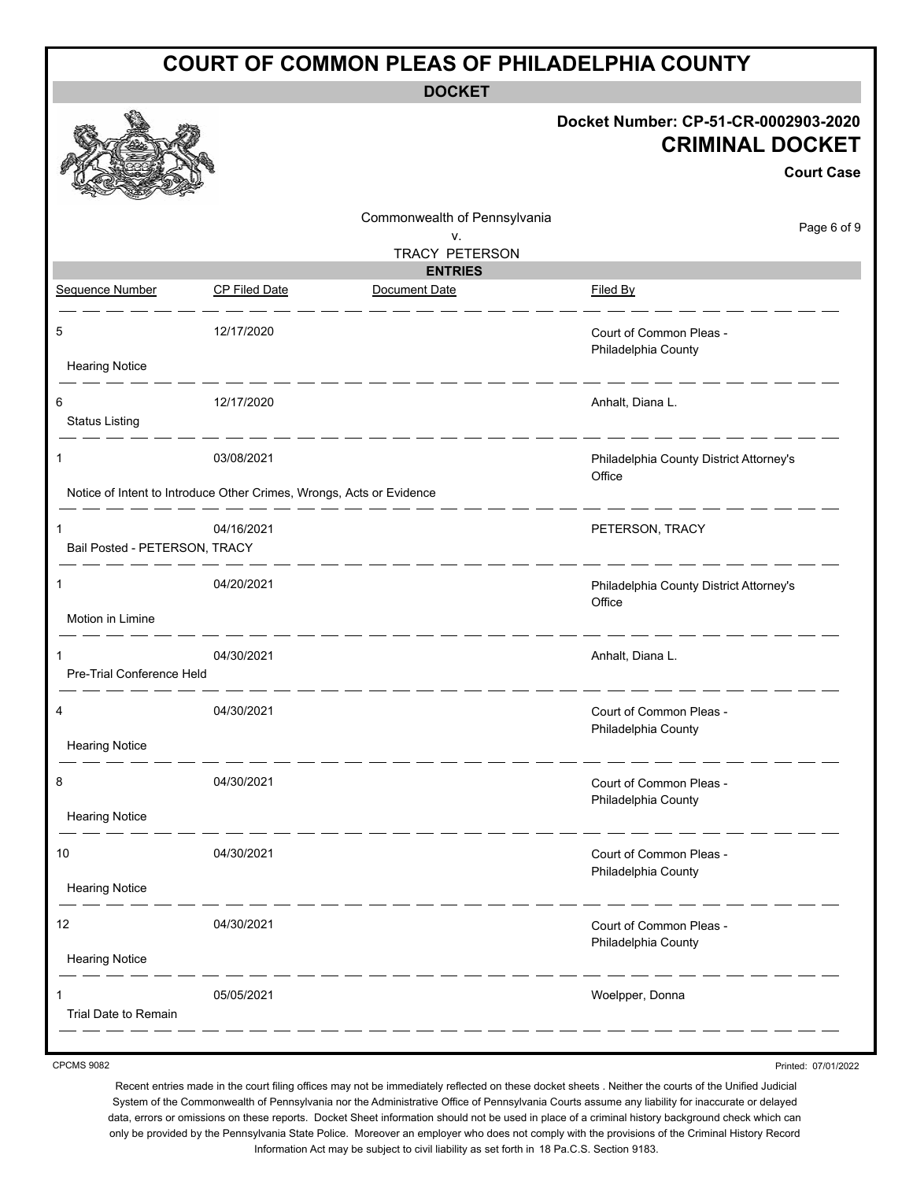# COURT OF COMMON PLEAS OF PHILADELPHIA COUNTY

## DOCKET

**Docket Number: CP-51-CR-0002903-2020**

**CRIMINAL DOCKET**

**Court Case**

Commonwealth of Pennsylvania
v.
TRACY PETERSON

## ENTRIES

| Sequence Number | CP Filed Date | Document Date | Filed By |
|---|---|---|---|
| 5<br>Hearing Notice | 12/17/2020 | | Court of Common Pleas - Philadelphia County |
| 6<br>Status Listing | 12/17/2020 | | Anhalt, Diana L. |
| 1<br>Notice of Intent to Introduce Other Crimes, Wrongs, Acts or Evidence | 03/08/2021 | | Philadelphia County District Attorney's Office |
| 1<br>Bail Posted - PETERSON, TRACY | 04/16/2021 | | PETERSON, TRACY |
| 1<br>Motion in Limine | 04/20/2021 | | Philadelphia County District Attorney's Office |
| 1<br>Pre-Trial Conference Held | 04/30/2021 | | Anhalt, Diana L. |
| 4<br>Hearing Notice | 04/30/2021 | | Court of Common Pleas - Philadelphia County |
| 8<br>Hearing Notice | 04/30/2021 | | Court of Common Pleas - Philadelphia County |
| 10<br>Hearing Notice | 04/30/2021 | | Court of Common Pleas - Philadelphia County |
| 12<br>Hearing Notice | 04/30/2021 | | Court of Common Pleas - Philadelphia County |
| 1<br>Trial Date to Remain | 05/05/2021 | | Woelpper, Donna |

CPCMS 9082

Printed: 07/01/2022

Recent entries made in the court filing offices may not be immediately reflected on these docket sheets . Neither the courts of the Unified Judicial System of the Commonwealth of Pennsylvania nor the Administrative Office of Pennsylvania Courts assume any liability for inaccurate or delayed data, errors or omissions on these reports. Docket Sheet information should not be used in place of a criminal history background check which can only be provided by the Pennsylvania State Police. Moreover an employer who does not comply with the provisions of the Criminal History Record Information Act may be subject to civil liability as set forth in 18 Pa.C.S. Section 9183.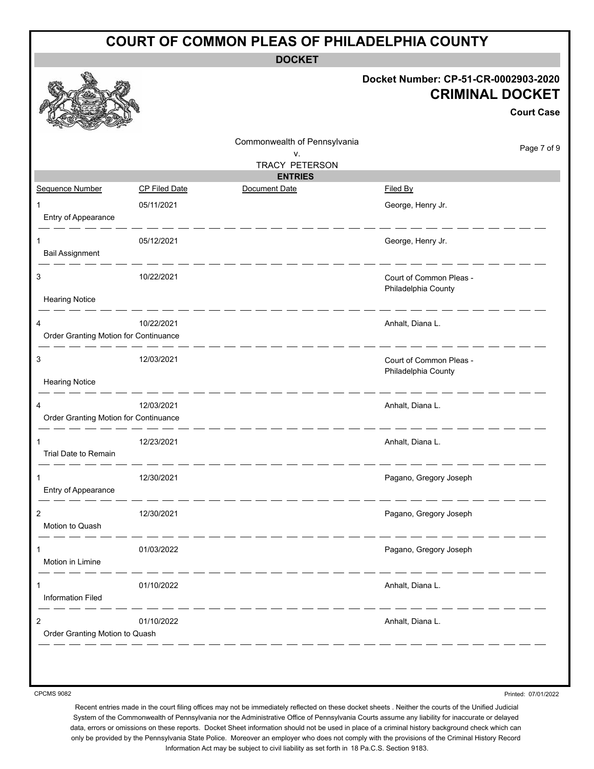# COURT OF COMMON PLEAS OF PHILADELPHIA COUNTY

**DOCKET**

**Docket Number: CP-51-CR-0002903-2020**

## CRIMINAL DOCKET

**Court Case**

Commonwealth of Pennsylvania
v.
TRACY PETERSON

**ENTRIES**

| Sequence Number | CP Filed Date | Document Date | Filed By |
|---|---|---|---|
| 1<br>Entry of Appearance | 05/11/2021 | | George, Henry Jr. |
| 1<br>Bail Assignment | 05/12/2021 | | George, Henry Jr. |
| 3<br>Hearing Notice | 10/22/2021 | | Court of Common Pleas - Philadelphia County |
| 4<br>Order Granting Motion for Continuance | 10/22/2021 | | Anhalt, Diana L. |
| 3<br>Hearing Notice | 12/03/2021 | | Court of Common Pleas - Philadelphia County |
| 4<br>Order Granting Motion for Continuance | 12/03/2021 | | Anhalt, Diana L. |
| 1<br>Trial Date to Remain | 12/23/2021 | | Anhalt, Diana L. |
| 1<br>Entry of Appearance | 12/30/2021 | | Pagano, Gregory Joseph |
| 2<br>Motion to Quash | 12/30/2021 | | Pagano, Gregory Joseph |
| 1<br>Motion in Limine | 01/03/2022 | | Pagano, Gregory Joseph |
| 1<br>Information Filed | 01/10/2022 | | Anhalt, Diana L. |
| 2<br>Order Granting Motion to Quash | 01/10/2022 | | Anhalt, Diana L. |

CPCMS 9082

Printed: 07/01/2022

Recent entries made in the court filing offices may not be immediately reflected on these docket sheets . Neither the courts of the Unified Judicial System of the Commonwealth of Pennsylvania nor the Administrative Office of Pennsylvania Courts assume any liability for inaccurate or delayed data, errors or omissions on these reports. Docket Sheet information should not be used in place of a criminal history background check which can only be provided by the Pennsylvania State Police. Moreover an employer who does not comply with the provisions of the Criminal History Record Information Act may be subject to civil liability as set forth in 18 Pa.C.S. Section 9183.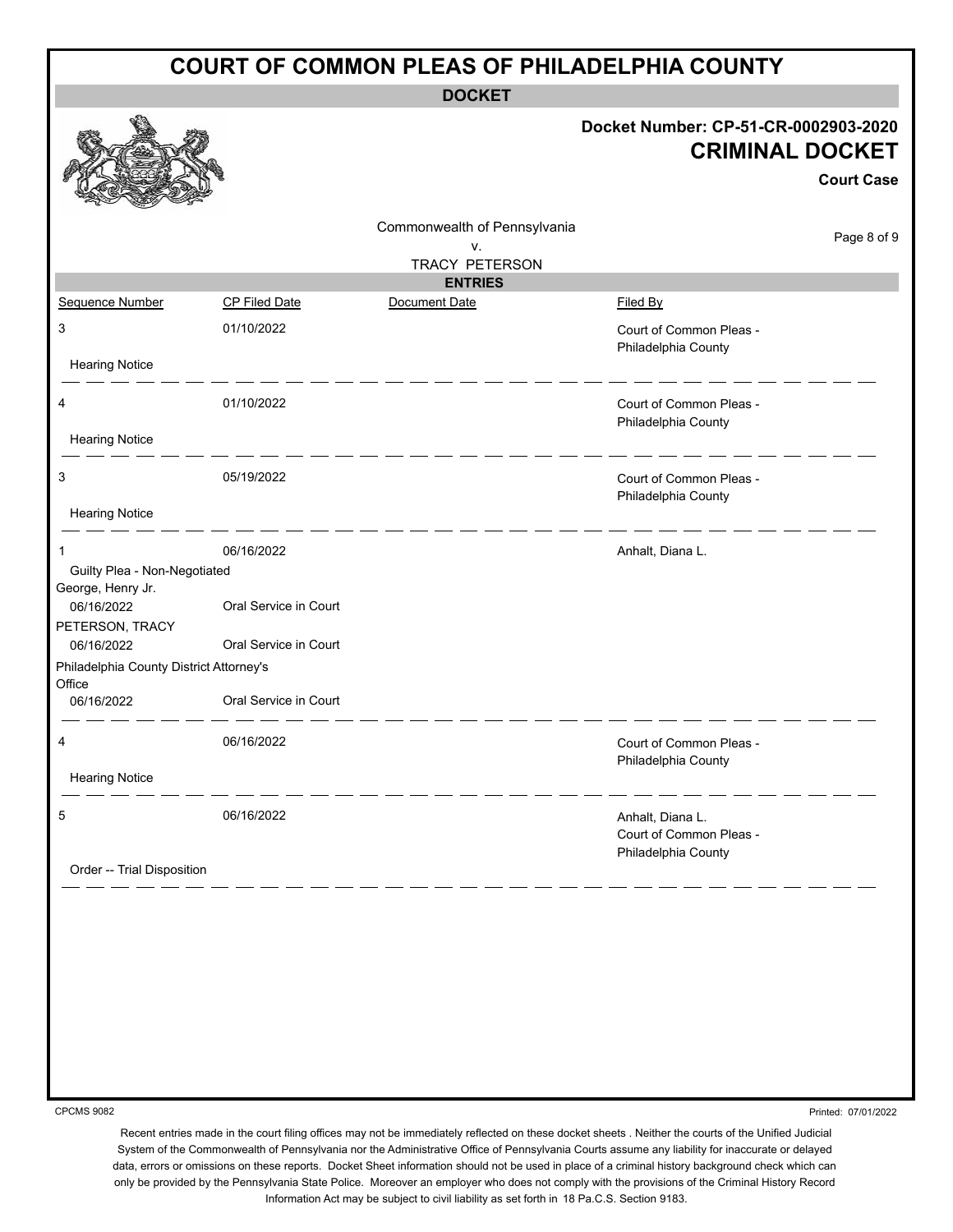# COURT OF COMMON PLEAS OF PHILADELPHIA COUNTY

## DOCKET

**Docket Number: CP-51-CR-0002903-2020**

**CRIMINAL DOCKET**

**Court Case**

Commonwealth of Pennsylvania
v.
TRACY PETERSON

### ENTRIES

| Sequence Number | CP Filed Date | Document Date | Filed By |
|---|---|---|---|
| 3 | 01/10/2022 | | Court of Common Pleas - Philadelphia County |
| Hearing Notice | | | |
| 4 | 01/10/2022 | | Court of Common Pleas - Philadelphia County |
| Hearing Notice | | | |
| 3 | 05/19/2022 | | Court of Common Pleas - Philadelphia County |
| Hearing Notice | | | |
| 1 | 06/16/2022 | | Anhalt, Diana L. |
| Guilty Plea - Non-Negotiated | | | |
| George, Henry Jr. | | | |
| 06/16/2022 | Oral Service in Court | | |
| PETERSON, TRACY | | | |
| 06/16/2022 | Oral Service in Court | | |
| Philadelphia County District Attorney's Office | | | |
| 06/16/2022 | Oral Service in Court | | |
| 4 | 06/16/2022 | | Court of Common Pleas - Philadelphia County |
| Hearing Notice | | | |
| 5 | 06/16/2022 | | Anhalt, Diana L. Court of Common Pleas - Philadelphia County |
| Order -- Trial Disposition | | | |

CPCMS 9082

Printed: 07/01/2022

Recent entries made in the court filing offices may not be immediately reflected on these docket sheets . Neither the courts of the Unified Judicial System of the Commonwealth of Pennsylvania nor the Administrative Office of Pennsylvania Courts assume any liability for inaccurate or delayed data, errors or omissions on these reports. Docket Sheet information should not be used in place of a criminal history background check which can only be provided by the Pennsylvania State Police. Moreover an employer who does not comply with the provisions of the Criminal History Record Information Act may be subject to civil liability as set forth in 18 Pa.C.S. Section 9183.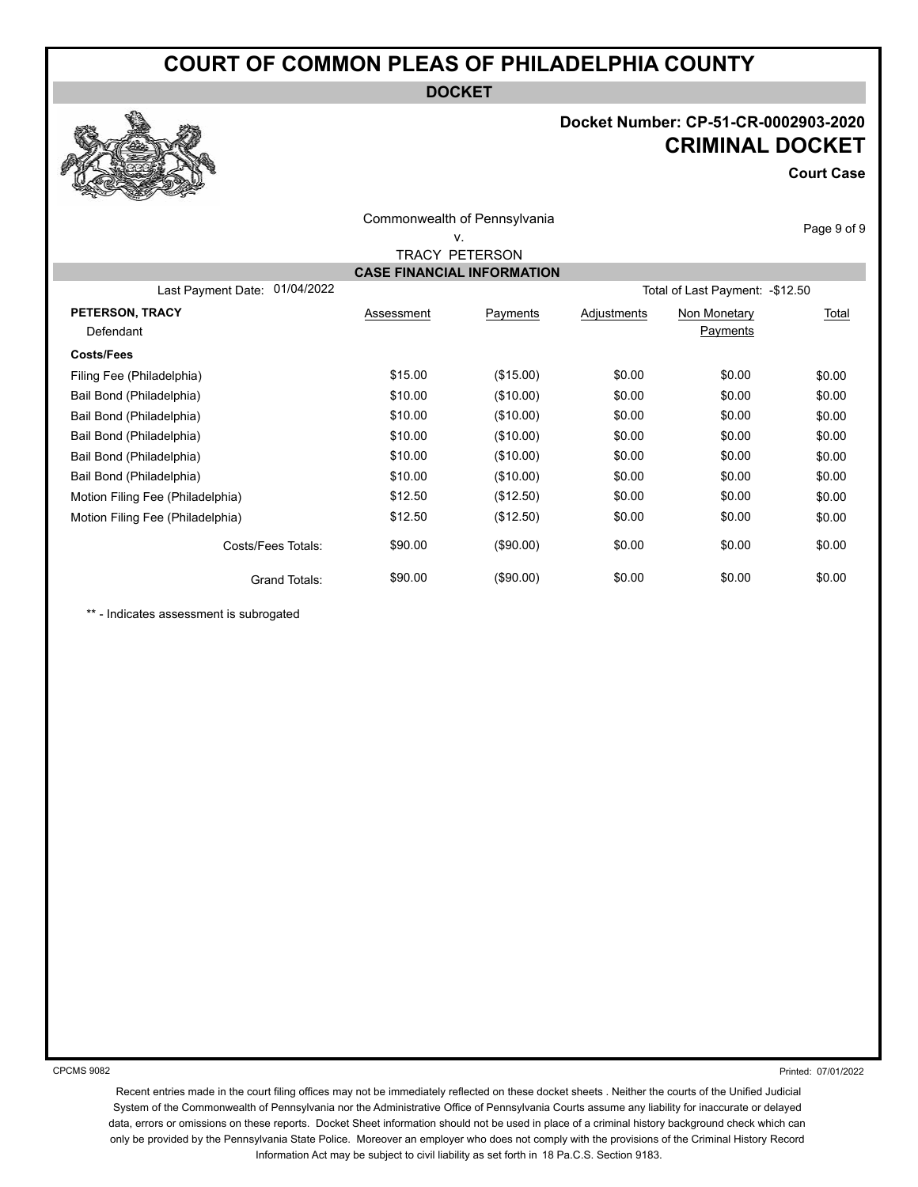# COURT OF COMMON PLEAS OF PHILADELPHIA COUNTY

**DOCKET**

**Docket Number: CP-51-CR-0002903-2020**

## CRIMINAL DOCKET

**Court Case**

Commonwealth of Pennsylvania
v.
TRACY PETERSON

### CASE FINANCIAL INFORMATION

Last Payment Date: 01/04/2022

Total of Last Payment: -$12.50

| PETERSON, TRACY<br>Defendant | Assessment | Payments | Adjustments | Non Monetary Payments | Total |
|---|---|---|---|---|---|
| **Costs/Fees** | | | | | |
| Filing Fee (Philadelphia) | $15.00 | ($15.00) | $0.00 | $0.00 | $0.00 |
| Bail Bond (Philadelphia) | $10.00 | ($10.00) | $0.00 | $0.00 | $0.00 |
| Bail Bond (Philadelphia) | $10.00 | ($10.00) | $0.00 | $0.00 | $0.00 |
| Bail Bond (Philadelphia) | $10.00 | ($10.00) | $0.00 | $0.00 | $0.00 |
| Bail Bond (Philadelphia) | $10.00 | ($10.00) | $0.00 | $0.00 | $0.00 |
| Bail Bond (Philadelphia) | $10.00 | ($10.00) | $0.00 | $0.00 | $0.00 |
| Motion Filing Fee (Philadelphia) | $12.50 | ($12.50) | $0.00 | $0.00 | $0.00 |
| Motion Filing Fee (Philadelphia) | $12.50 | ($12.50) | $0.00 | $0.00 | $0.00 |
| Costs/Fees Totals: | $90.00 | ($90.00) | $0.00 | $0.00 | $0.00 |
| Grand Totals: | $90.00 | ($90.00) | $0.00 | $0.00 | $0.00 |

** - Indicates assessment is subrogated

CPCMS 9082

Printed: 07/01/2022

Recent entries made in the court filing offices may not be immediately reflected on these docket sheets . Neither the courts of the Unified Judicial System of the Commonwealth of Pennsylvania nor the Administrative Office of Pennsylvania Courts assume any liability for inaccurate or delayed data, errors or omissions on these reports. Docket Sheet information should not be used in place of a criminal history background check which can only be provided by the Pennsylvania State Police. Moreover an employer who does not comply with the provisions of the Criminal History Record Information Act may be subject to civil liability as set forth in 18 Pa.C.S. Section 9183.